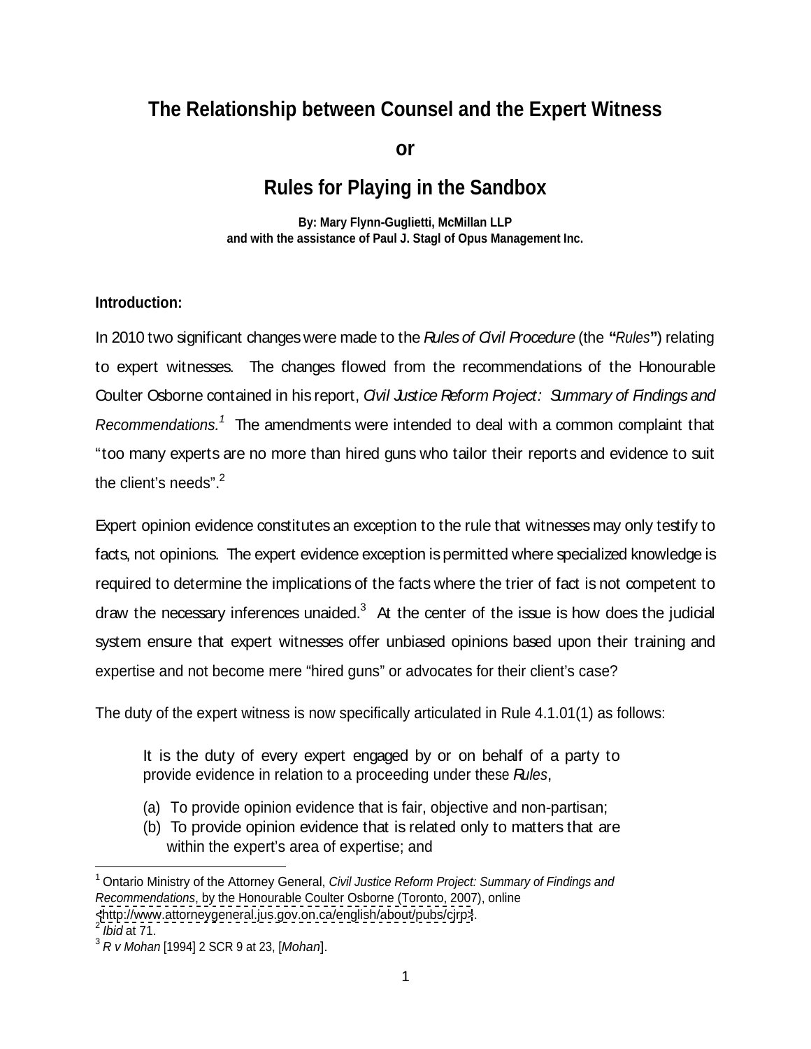# The Relationship between Counsel and the Expert Witness

# or

# Rules for Playing in the Sandbox

**By: Mary Flynn-Guglietti, McMillan LLP**
**and with the assistance of Paul J. Stagl of Opus Management Inc.**

**Introduction:**

In 2010 two significant changes were made to the *Rules of Civil Procedure* (the **"***Rules***"**) relating to expert witnesses. The changes flowed from the recommendations of the Honourable Coulter Osborne contained in his report, *Civil Justice Reform Project: Summary of Findings and Recommendations.*[1] The amendments were intended to deal with a common complaint that "too many experts are no more than hired guns who tailor their reports and evidence to suit the client's needs".[2]

Expert opinion evidence constitutes an exception to the rule that witnesses may only testify to facts, not opinions. The expert evidence exception is permitted where specialized knowledge is required to determine the implications of the facts where the trier of fact is not competent to draw the necessary inferences unaided.[3] At the center of the issue is how does the judicial system ensure that expert witnesses offer unbiased opinions based upon their training and expertise and not become mere "hired guns" or advocates for their client's case?

The duty of the expert witness is now specifically articulated in Rule 4.1.01(1) as follows:

> It is the duty of every expert engaged by or on behalf of a party to provide evidence in relation to a proceeding under these *Rules*,
>
> (a) To provide opinion evidence that is fair, objective and non-partisan;
> (b) To provide opinion evidence that is related only to matters that are within the expert's area of expertise; and

---

[1] Ontario Ministry of the Attorney General, *Civil Justice Reform Project: Summary of Findings and Recommendations*, by the Honourable Coulter Osborne (Toronto, 2007), online <http://www.attorneygeneral.jus.gov.on.ca/english/about/pubs/cjrp>.

[2] *Ibid* at 71.

[3] *R v Mohan* [1994] 2 SCR 9 at 23, [*Mohan*].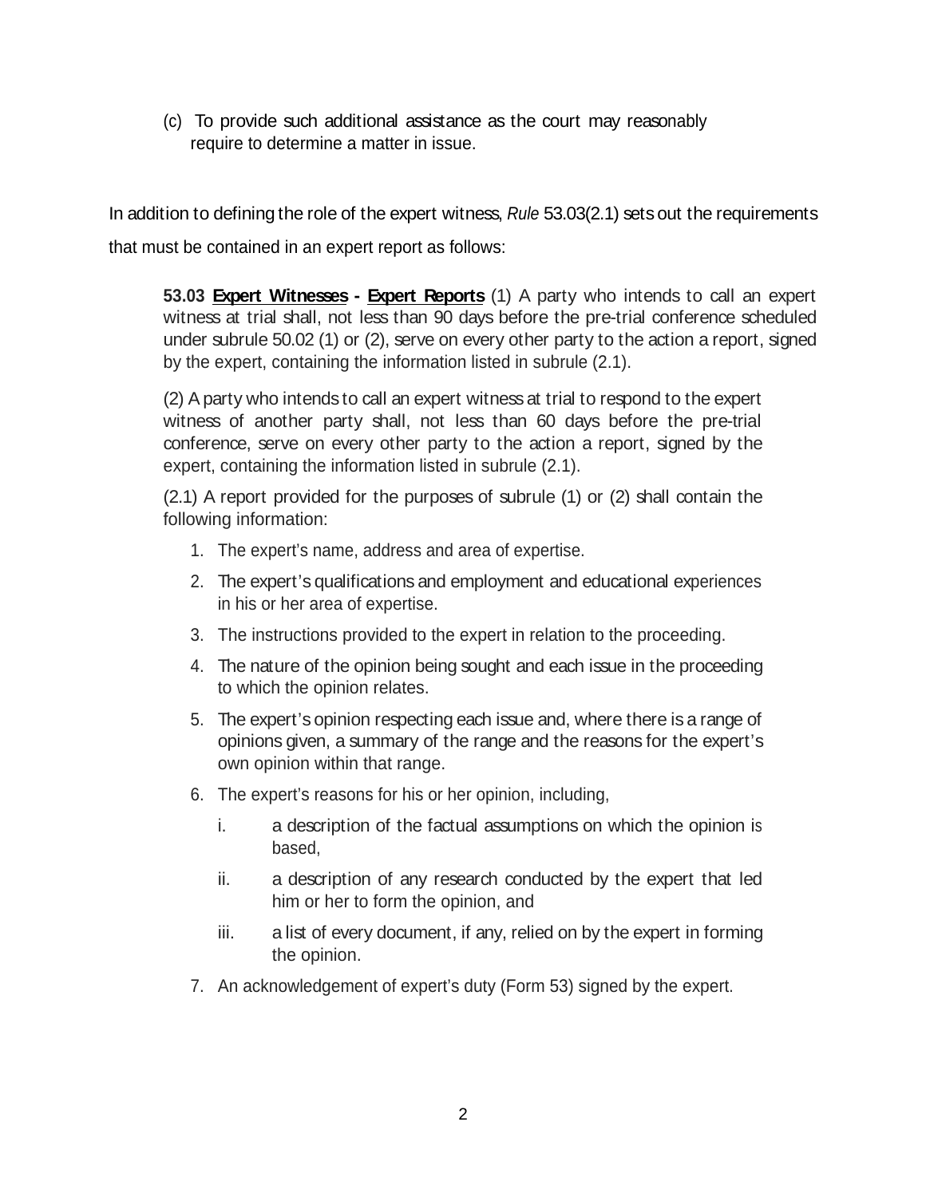(c) To provide such additional assistance as the court may reasonably require to determine a matter in issue.

In addition to defining the role of the expert witness, *Rule* 53.03(2.1) sets out the requirements that must be contained in an expert report as follows:

> **53.03 Expert Witnesses - Expert Reports** (1) A party who intends to call an expert witness at trial shall, not less than 90 days before the pre-trial conference scheduled under subrule 50.02 (1) or (2), serve on every other party to the action a report, signed by the expert, containing the information listed in subrule (2.1).
>
> (2) A party who intends to call an expert witness at trial to respond to the expert witness of another party shall, not less than 60 days before the pre-trial conference, serve on every other party to the action a report, signed by the expert, containing the information listed in subrule (2.1).
>
> (2.1) A report provided for the purposes of subrule (1) or (2) shall contain the following information:
>
> 1. The expert's name, address and area of expertise.
> 2. The expert's qualifications and employment and educational experiences in his or her area of expertise.
> 3. The instructions provided to the expert in relation to the proceeding.
> 4. The nature of the opinion being sought and each issue in the proceeding to which the opinion relates.
> 5. The expert's opinion respecting each issue and, where there is a range of opinions given, a summary of the range and the reasons for the expert's own opinion within that range.
> 6. The expert's reasons for his or her opinion, including,
>    i. a description of the factual assumptions on which the opinion is based,
>    ii. a description of any research conducted by the expert that led him or her to form the opinion, and
>    iii. a list of every document, if any, relied on by the expert in forming the opinion.
> 7. An acknowledgement of expert's duty (Form 53) signed by the expert.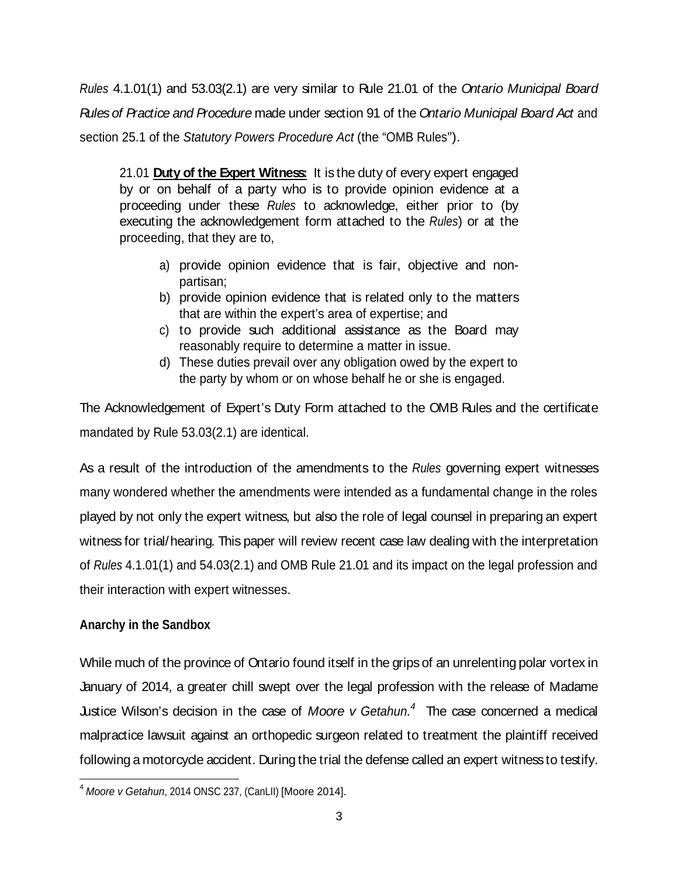*Rules* 4.1.01(1) and 53.03(2.1) are very similar to Rule 21.01 of the *Ontario Municipal Board Rules of Practice and Procedure* made under section 91 of the *Ontario Municipal Board Act* and section 25.1 of the *Statutory Powers Procedure Act* (the "OMB Rules").

> 21.01 **Duty of the Expert Witness:** It is the duty of every expert engaged by or on behalf of a party who is to provide opinion evidence at a proceeding under these *Rules* to acknowledge, either prior to (by executing the acknowledgement form attached to the *Rules*) or at the proceeding, that they are to,
>
> a) provide opinion evidence that is fair, objective and non-partisan;
> b) provide opinion evidence that is related only to the matters that are within the expert's area of expertise; and
> c) to provide such additional assistance as the Board may reasonably require to determine a matter in issue.
> d) These duties prevail over any obligation owed by the expert to the party by whom or on whose behalf he or she is engaged.

The Acknowledgement of Expert's Duty Form attached to the OMB Rules and the certificate mandated by Rule 53.03(2.1) are identical.

As a result of the introduction of the amendments to the *Rules* governing expert witnesses many wondered whether the amendments were intended as a fundamental change in the roles played by not only the expert witness, but also the role of legal counsel in preparing an expert witness for trial/hearing. This paper will review recent case law dealing with the interpretation of *Rules* 4.1.01(1) and 54.03(2.1) and OMB Rule 21.01 and its impact on the legal profession and their interaction with expert witnesses.

**Anarchy in the Sandbox**

While much of the province of Ontario found itself in the grips of an unrelenting polar vortex in January of 2014, a greater chill swept over the legal profession with the release of Madame Justice Wilson's decision in the case of *Moore v Getahun.*[4] The case concerned a medical malpractice lawsuit against an orthopedic surgeon related to treatment the plaintiff received following a motorcycle accident. During the trial the defense called an expert witness to testify.

---

[4] *Moore v Getahun*, 2014 ONSC 237, (CanLII) [Moore 2014].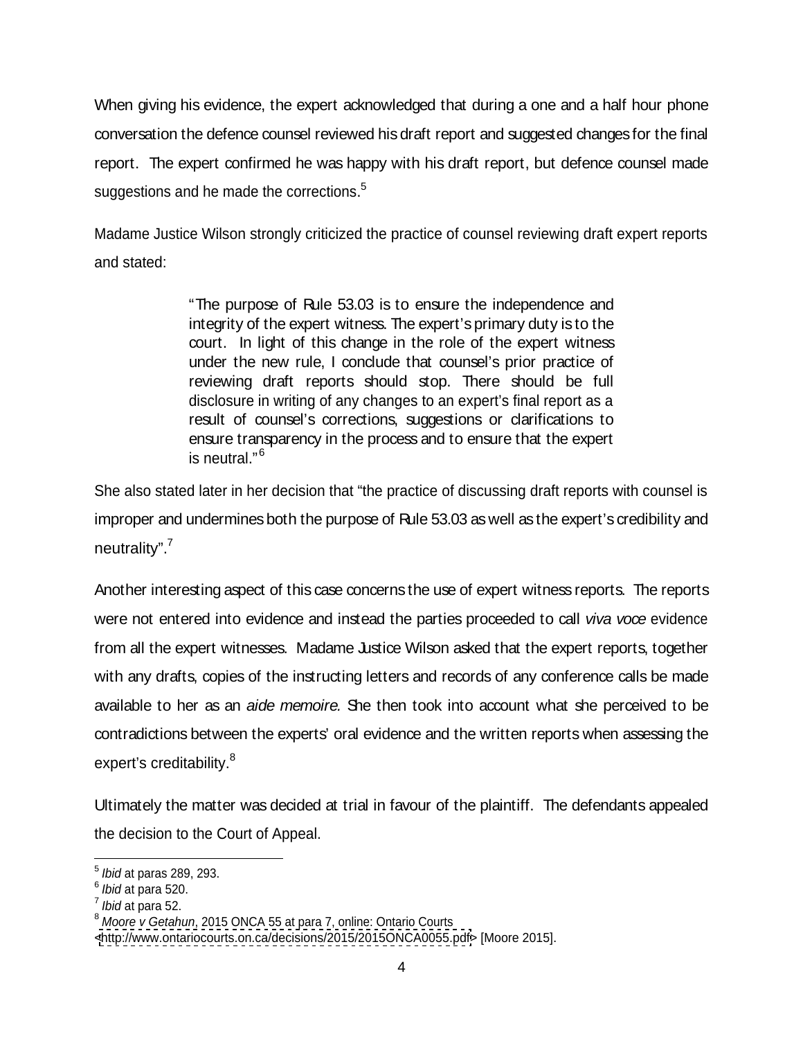When giving his evidence, the expert acknowledged that during a one and a half hour phone conversation the defence counsel reviewed his draft report and suggested changes for the final report. The expert confirmed he was happy with his draft report, but defence counsel made suggestions and he made the corrections.[5]

Madame Justice Wilson strongly criticized the practice of counsel reviewing draft expert reports and stated:

> "The purpose of Rule 53.03 is to ensure the independence and integrity of the expert witness. The expert's primary duty is to the court. In light of this change in the role of the expert witness under the new rule, I conclude that counsel's prior practice of reviewing draft reports should stop. There should be full disclosure in writing of any changes to an expert's final report as a result of counsel's corrections, suggestions or clarifications to ensure transparency in the process and to ensure that the expert is neutral."[6]

She also stated later in her decision that "the practice of discussing draft reports with counsel is improper and undermines both the purpose of Rule 53.03 as well as the expert's credibility and neutrality".[7]

Another interesting aspect of this case concerns the use of expert witness reports. The reports were not entered into evidence and instead the parties proceeded to call *viva voce* evidence from all the expert witnesses. Madame Justice Wilson asked that the expert reports, together with any drafts, copies of the instructing letters and records of any conference calls be made available to her as an *aide memoire.* She then took into account what she perceived to be contradictions between the experts' oral evidence and the written reports when assessing the expert's creditability.[8]

Ultimately the matter was decided at trial in favour of the plaintiff. The defendants appealed the decision to the Court of Appeal.

---

[5] *Ibid* at paras 289, 293.
[6] *Ibid* at para 520.
[7] *Ibid* at para 52.
[8] *Moore v Getahun*, 2015 ONCA 55 at para 7, online: Ontario Courts <http://www.ontariocourts.on.ca/decisions/2015/2015ONCA0055.pdf> [Moore 2015].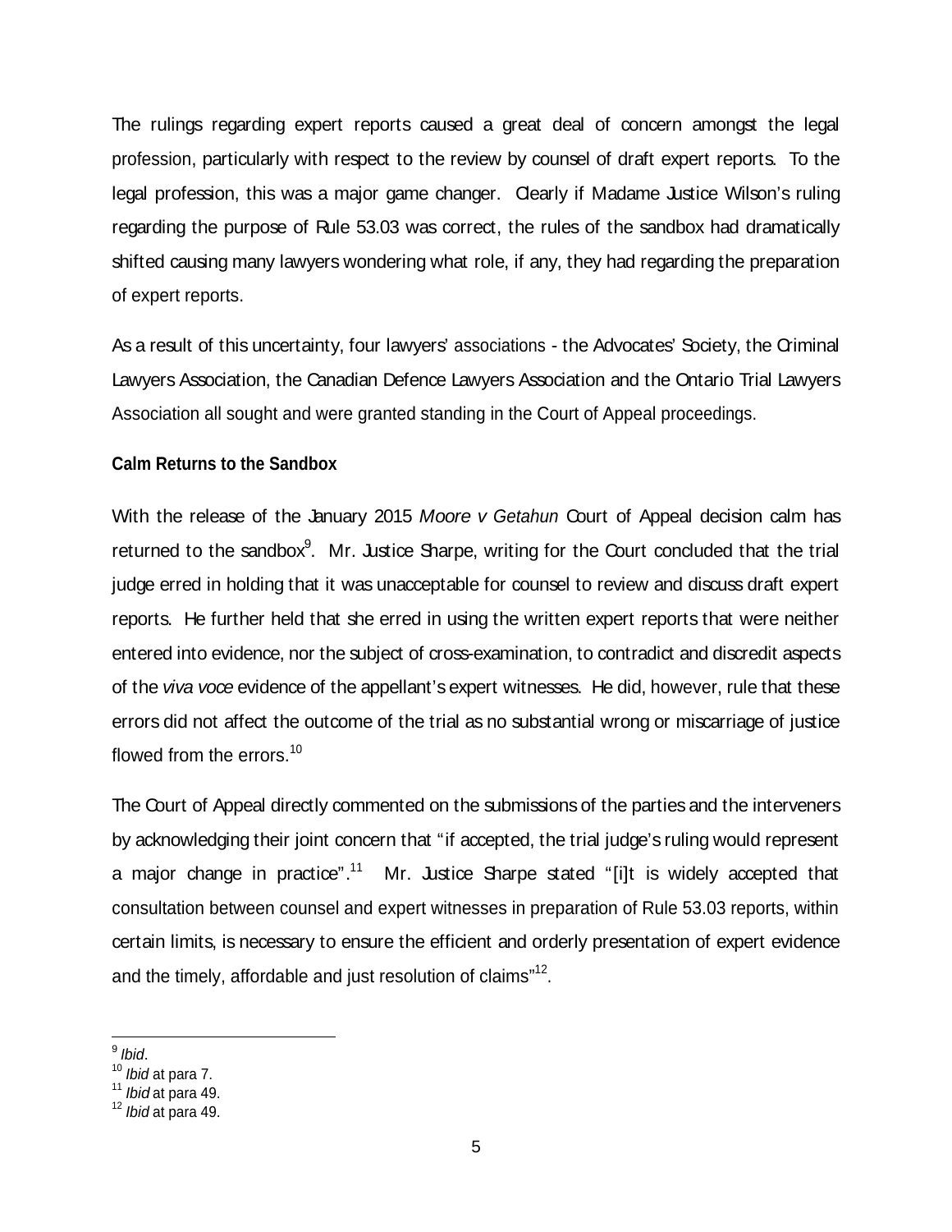The rulings regarding expert reports caused a great deal of concern amongst the legal profession, particularly with respect to the review by counsel of draft expert reports. To the legal profession, this was a major game changer. Clearly if Madame Justice Wilson's ruling regarding the purpose of Rule 53.03 was correct, the rules of the sandbox had dramatically shifted causing many lawyers wondering what role, if any, they had regarding the preparation of expert reports.

As a result of this uncertainty, four lawyers' associations - the Advocates' Society, the Criminal Lawyers Association, the Canadian Defence Lawyers Association and the Ontario Trial Lawyers Association all sought and were granted standing in the Court of Appeal proceedings.

**Calm Returns to the Sandbox**

With the release of the January 2015 *Moore v Getahun* Court of Appeal decision calm has returned to the sandbox[9]. Mr. Justice Sharpe, writing for the Court concluded that the trial judge erred in holding that it was unacceptable for counsel to review and discuss draft expert reports. He further held that she erred in using the written expert reports that were neither entered into evidence, nor the subject of cross-examination, to contradict and discredit aspects of the *viva voce* evidence of the appellant's expert witnesses. He did, however, rule that these errors did not affect the outcome of the trial as no substantial wrong or miscarriage of justice flowed from the errors.[10]

The Court of Appeal directly commented on the submissions of the parties and the interveners by acknowledging their joint concern that "if accepted, the trial judge's ruling would represent a major change in practice".[11] Mr. Justice Sharpe stated "[i]t is widely accepted that consultation between counsel and expert witnesses in preparation of Rule 53.03 reports, within certain limits, is necessary to ensure the efficient and orderly presentation of expert evidence and the timely, affordable and just resolution of claims"[12].

---

[9] *Ibid*.
[10] *Ibid* at para 7.
[11] *Ibid* at para 49.
[12] *Ibid* at para 49.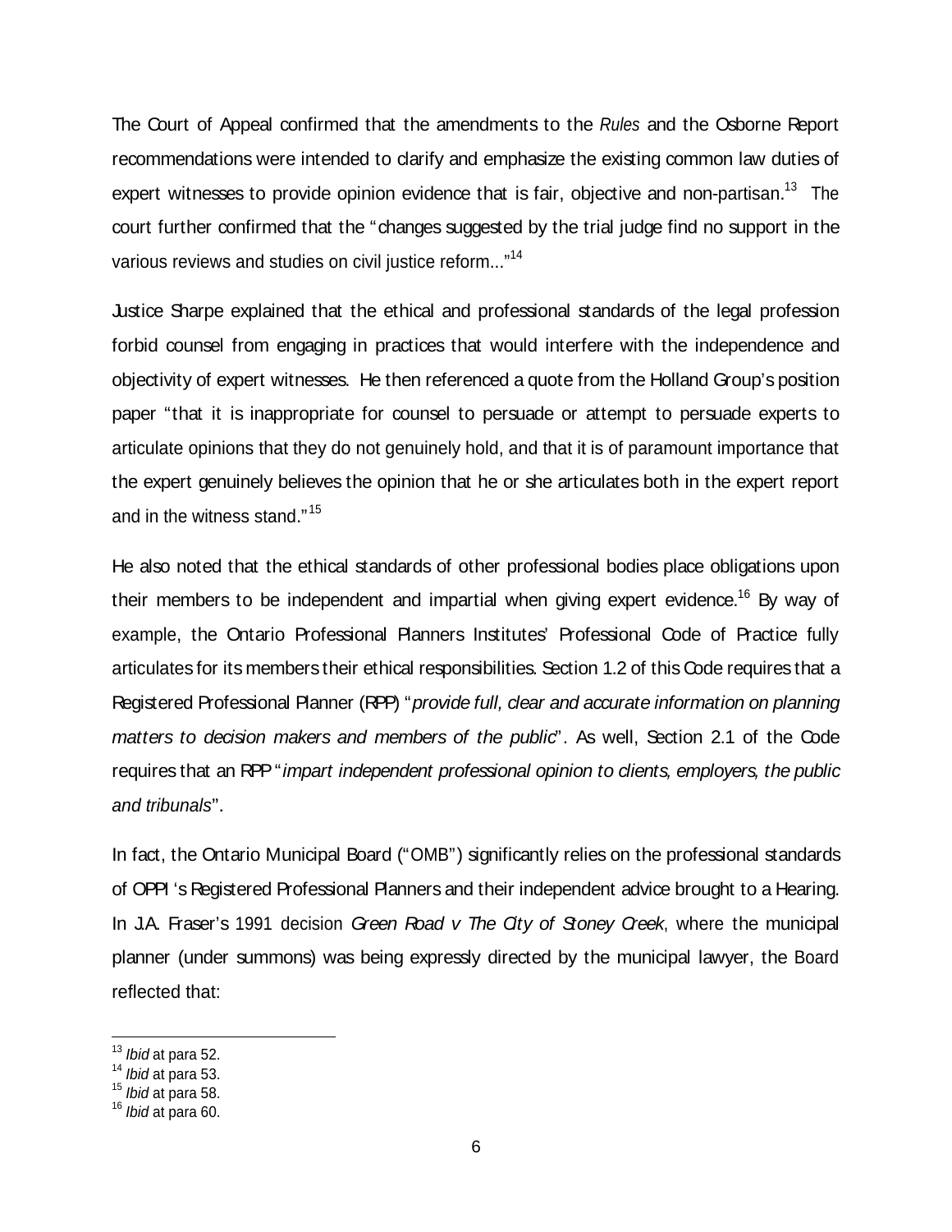The Court of Appeal confirmed that the amendments to the *Rules* and the Osborne Report recommendations were intended to clarify and emphasize the existing common law duties of expert witnesses to provide opinion evidence that is fair, objective and non-partisan.[13] The court further confirmed that the "changes suggested by the trial judge find no support in the various reviews and studies on civil justice reform..."[14]

Justice Sharpe explained that the ethical and professional standards of the legal profession forbid counsel from engaging in practices that would interfere with the independence and objectivity of expert witnesses. He then referenced a quote from the Holland Group's position paper "that it is inappropriate for counsel to persuade or attempt to persuade experts to articulate opinions that they do not genuinely hold, and that it is of paramount importance that the expert genuinely believes the opinion that he or she articulates both in the expert report and in the witness stand."[15]

He also noted that the ethical standards of other professional bodies place obligations upon their members to be independent and impartial when giving expert evidence.[16] By way of example, the Ontario Professional Planners Institutes' Professional Code of Practice fully articulates for its members their ethical responsibilities. Section 1.2 of this Code requires that a Registered Professional Planner (RPP) "*provide full, clear and accurate information on planning matters to decision makers and members of the public*". As well, Section 2.1 of the Code requires that an RPP "*impart independent professional opinion to clients, employers, the public and tribunals*".

In fact, the Ontario Municipal Board ("OMB") significantly relies on the professional standards of OPPI 's Registered Professional Planners and their independent advice brought to a Hearing. In J.A. Fraser's 1991 decision *Green Road v The City of Stoney Creek*, where the municipal planner (under summons) was being expressly directed by the municipal lawyer, the Board reflected that:

---

[13] *Ibid* at para 52.

[14] *Ibid* at para 53.

[15] *Ibid* at para 58.

[16] *Ibid* at para 60.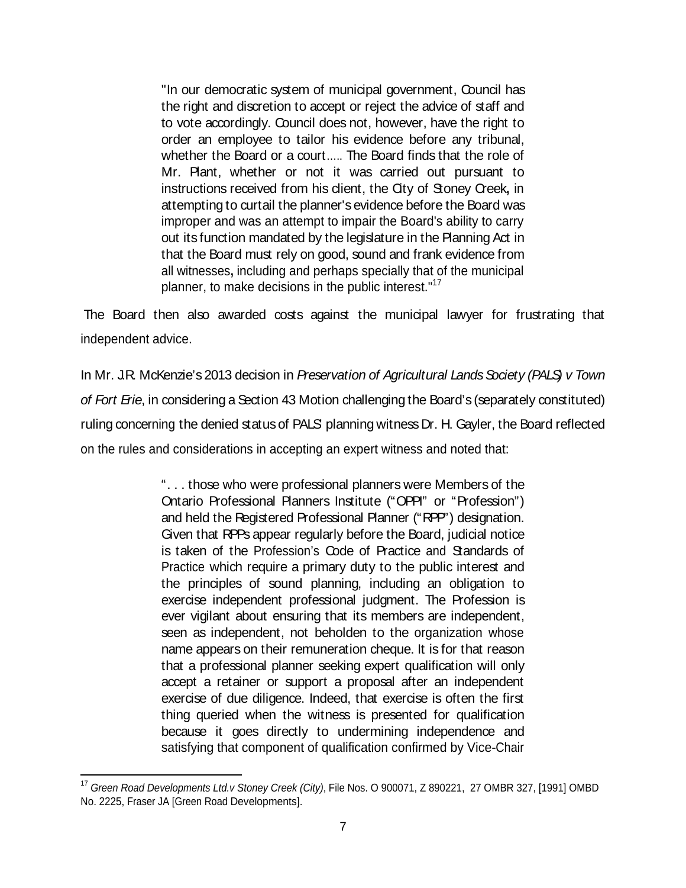> "In our democratic system of municipal government, Council has the right and discretion to accept or reject the advice of staff and to vote accordingly. Council does not, however, have the right to order an employee to tailor his evidence before any tribunal, whether the Board or a court..... The Board finds that the role of Mr. Plant, whether or not it was carried out pursuant to instructions received from his client, the City of Stoney Creek, in attempting to curtail the planner's evidence before the Board was improper and was an attempt to impair the Board's ability to carry out its function mandated by the legislature in the Planning Act in that the Board must rely on good, sound and frank evidence from all witnesses, including and perhaps specially that of the municipal planner, to make decisions in the public interest."[17]

The Board then also awarded costs against the municipal lawyer for frustrating that independent advice.

In Mr. J.R. McKenzie's 2013 decision in *Preservation of Agricultural Lands Society (PALS) v Town of Fort Erie*, in considering a Section 43 Motion challenging the Board's (separately constituted) ruling concerning the denied status of PALS' planning witness Dr. H. Gayler, the Board reflected on the rules and considerations in accepting an expert witness and noted that:

> ". . . those who were professional planners were Members of the Ontario Professional Planners Institute ("OPPI" or "Profession") and held the Registered Professional Planner ("RPP") designation. Given that RPPs appear regularly before the Board, judicial notice is taken of the Profession's Code of Practice and Standards of Practice which require a primary duty to the public interest and the principles of sound planning, including an obligation to exercise independent professional judgment. The Profession is ever vigilant about ensuring that its members are independent, seen as independent, not beholden to the organization whose name appears on their remuneration cheque. It is for that reason that a professional planner seeking expert qualification will only accept a retainer or support a proposal after an independent exercise of due diligence. Indeed, that exercise is often the first thing queried when the witness is presented for qualification because it goes directly to undermining independence and satisfying that component of qualification confirmed by Vice-Chair

---

[17] *Green Road Developments Ltd.v Stoney Creek (City)*, File Nos. O 900071, Z 890221, 27 OMBR 327, [1991] OMBD No. 2225, Fraser JA [Green Road Developments].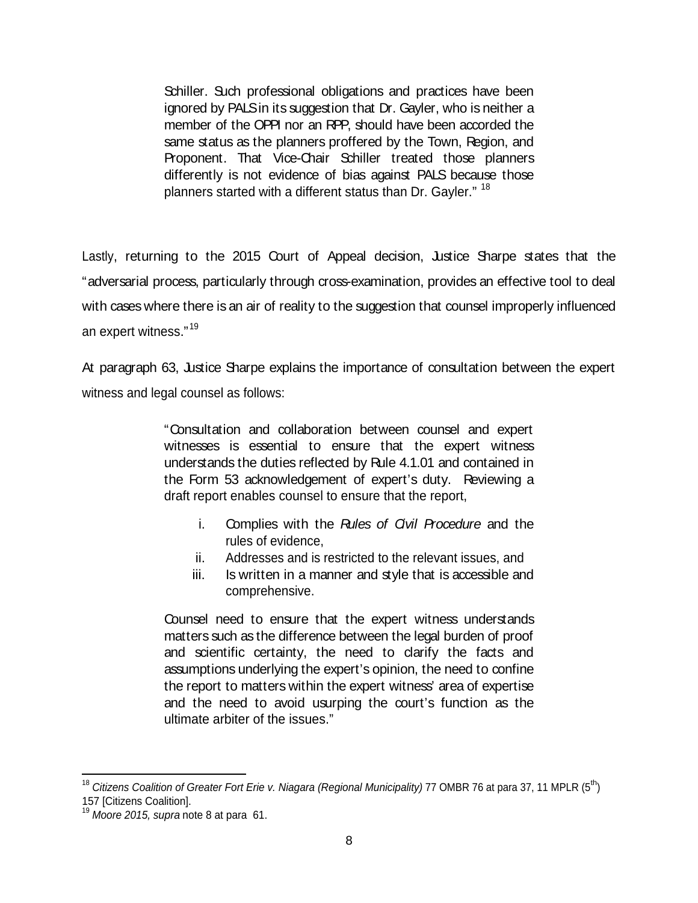> Schiller. Such professional obligations and practices have been ignored by PALS in its suggestion that Dr. Gayler, who is neither a member of the OPPI nor an RPP, should have been accorded the same status as the planners proffered by the Town, Region, and Proponent. That Vice-Chair Schiller treated those planners differently is not evidence of bias against PALS because those planners started with a different status than Dr. Gayler." [18]

Lastly, returning to the 2015 Court of Appeal decision, Justice Sharpe states that the "adversarial process, particularly through cross-examination, provides an effective tool to deal with cases where there is an air of reality to the suggestion that counsel improperly influenced an expert witness."[19]

At paragraph 63, Justice Sharpe explains the importance of consultation between the expert witness and legal counsel as follows:

> "Consultation and collaboration between counsel and expert witnesses is essential to ensure that the expert witness understands the duties reflected by Rule 4.1.01 and contained in the Form 53 acknowledgement of expert's duty. Reviewing a draft report enables counsel to ensure that the report,
>
> i. Complies with the *Rules of Civil Procedure* and the rules of evidence,
> ii. Addresses and is restricted to the relevant issues, and
> iii. Is written in a manner and style that is accessible and comprehensive.
>
> Counsel need to ensure that the expert witness understands matters such as the difference between the legal burden of proof and scientific certainty, the need to clarify the facts and assumptions underlying the expert's opinion, the need to confine the report to matters within the expert witness' area of expertise and the need to avoid usurping the court's function as the ultimate arbiter of the issues."

---

[18] *Citizens Coalition of Greater Fort Erie v. Niagara (Regional Municipality)* 77 OMBR 76 at para 37, 11 MPLR (5th) 157 [Citizens Coalition].

[19] *Moore 2015, supra* note 8 at para 61.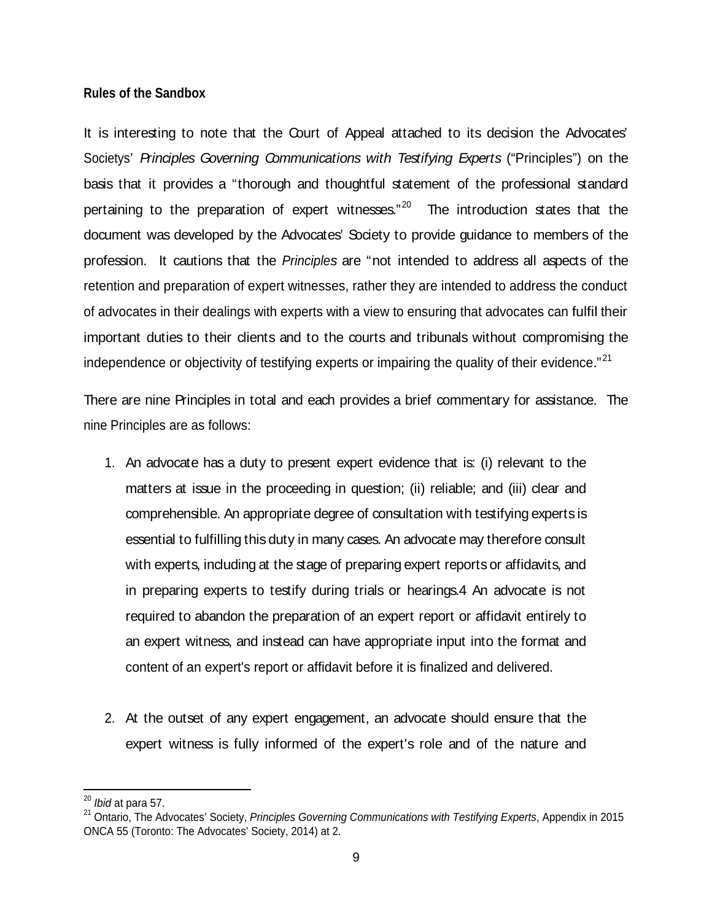**Rules of the Sandbox**

It is interesting to note that the Court of Appeal attached to its decision the Advocates' Societys' *Principles Governing Communications with Testifying Experts* ("Principles") on the basis that it provides a "thorough and thoughtful statement of the professional standard pertaining to the preparation of expert witnesses."[20] The introduction states that the document was developed by the Advocates' Society to provide guidance to members of the profession. It cautions that the *Principles* are "not intended to address all aspects of the retention and preparation of expert witnesses, rather they are intended to address the conduct of advocates in their dealings with experts with a view to ensuring that advocates can fulfil their important duties to their clients and to the courts and tribunals without compromising the independence or objectivity of testifying experts or impairing the quality of their evidence."[21]

There are nine Principles in total and each provides a brief commentary for assistance. The nine Principles are as follows:

1. An advocate has a duty to present expert evidence that is: (i) relevant to the matters at issue in the proceeding in question; (ii) reliable; and (iii) clear and comprehensible. An appropriate degree of consultation with testifying experts is essential to fulfilling this duty in many cases. An advocate may therefore consult with experts, including at the stage of preparing expert reports or affidavits, and in preparing experts to testify during trials or hearings.4 An advocate is not required to abandon the preparation of an expert report or affidavit entirely to an expert witness, and instead can have appropriate input into the format and content of an expert's report or affidavit before it is finalized and delivered.

2. At the outset of any expert engagement, an advocate should ensure that the expert witness is fully informed of the expert's role and of the nature and

---

[20] *Ibid* at para 57.

[21] Ontario, The Advocates' Society, *Principles Governing Communications with Testifying Experts*, Appendix in 2015 ONCA 55 (Toronto: The Advocates' Society, 2014) at 2.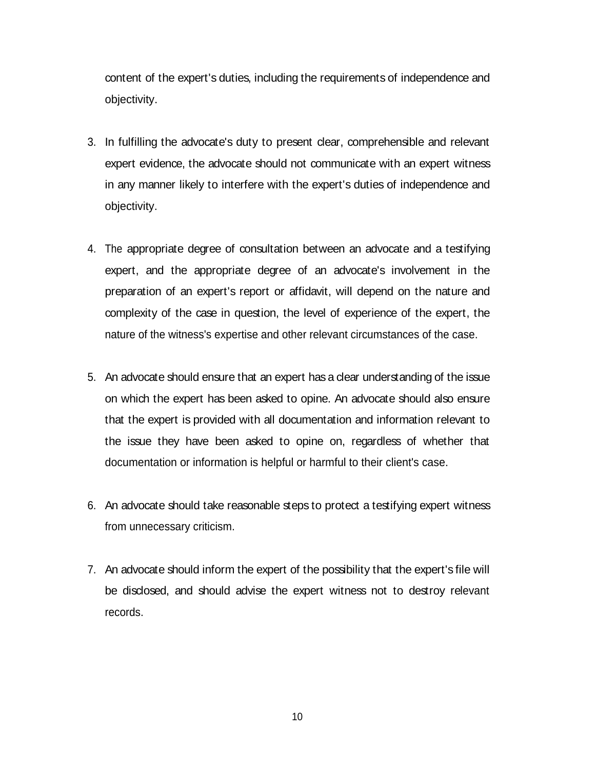content of the expert's duties, including the requirements of independence and objectivity.

3. In fulfilling the advocate's duty to present clear, comprehensible and relevant expert evidence, the advocate should not communicate with an expert witness in any manner likely to interfere with the expert's duties of independence and objectivity.

4. The appropriate degree of consultation between an advocate and a testifying expert, and the appropriate degree of an advocate's involvement in the preparation of an expert's report or affidavit, will depend on the nature and complexity of the case in question, the level of experience of the expert, the nature of the witness's expertise and other relevant circumstances of the case.

5. An advocate should ensure that an expert has a clear understanding of the issue on which the expert has been asked to opine. An advocate should also ensure that the expert is provided with all documentation and information relevant to the issue they have been asked to opine on, regardless of whether that documentation or information is helpful or harmful to their client's case.

6. An advocate should take reasonable steps to protect a testifying expert witness from unnecessary criticism.

7. An advocate should inform the expert of the possibility that the expert's file will be disclosed, and should advise the expert witness not to destroy relevant records.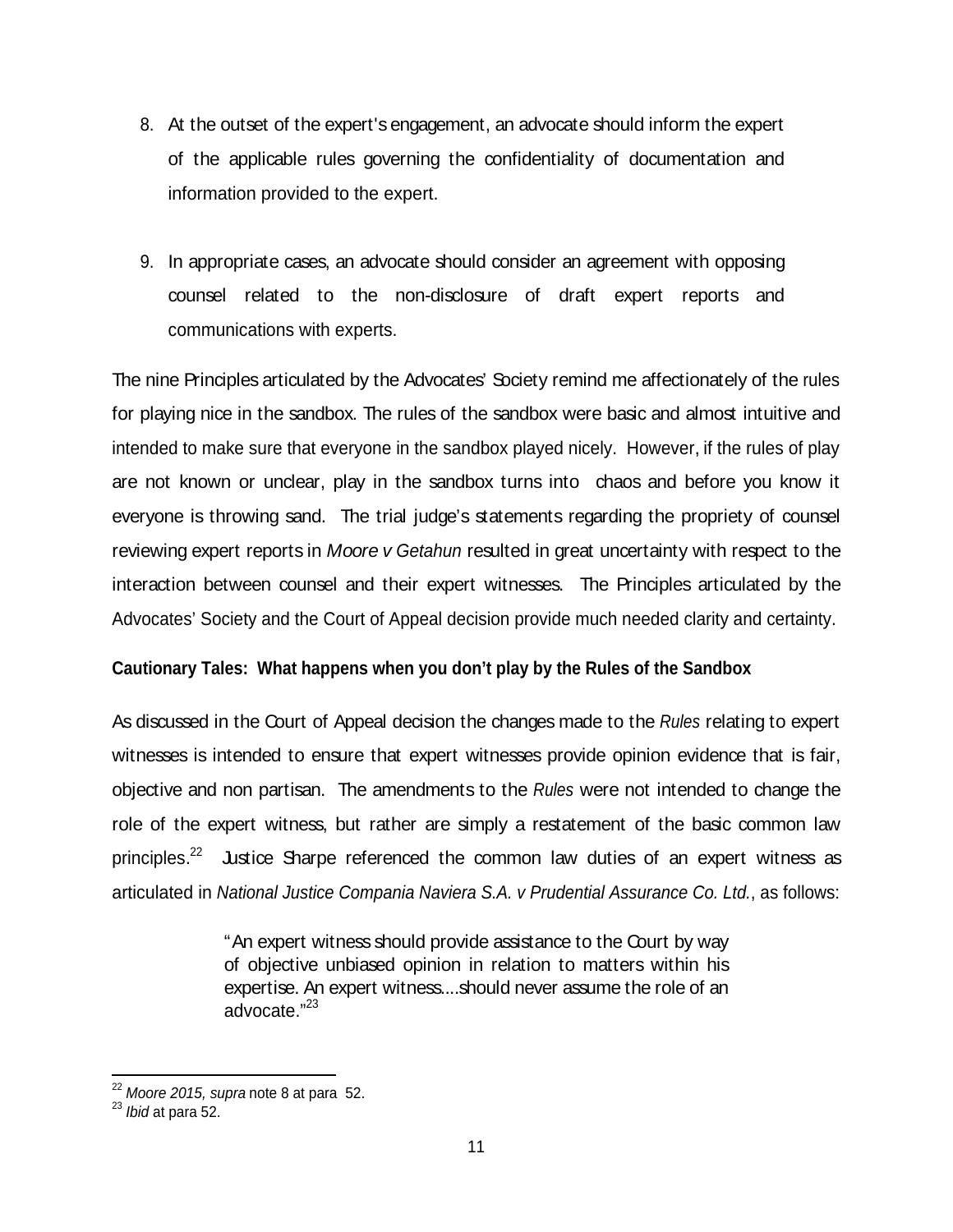8. At the outset of the expert's engagement, an advocate should inform the expert of the applicable rules governing the confidentiality of documentation and information provided to the expert.

9. In appropriate cases, an advocate should consider an agreement with opposing counsel related to the non-disclosure of draft expert reports and communications with experts.

The nine Principles articulated by the Advocates' Society remind me affectionately of the rules for playing nice in the sandbox. The rules of the sandbox were basic and almost intuitive and intended to make sure that everyone in the sandbox played nicely. However, if the rules of play are not known or unclear, play in the sandbox turns into chaos and before you know it everyone is throwing sand. The trial judge's statements regarding the propriety of counsel reviewing expert reports in *Moore v Getahun* resulted in great uncertainty with respect to the interaction between counsel and their expert witnesses. The Principles articulated by the Advocates' Society and the Court of Appeal decision provide much needed clarity and certainty.

**Cautionary Tales: What happens when you don't play by the Rules of the Sandbox**

As discussed in the Court of Appeal decision the changes made to the *Rules* relating to expert witnesses is intended to ensure that expert witnesses provide opinion evidence that is fair, objective and non partisan. The amendments to the *Rules* were not intended to change the role of the expert witness, but rather are simply a restatement of the basic common law principles.[22] Justice Sharpe referenced the common law duties of an expert witness as articulated in *National Justice Compania Naviera S.A. v Prudential Assurance Co. Ltd.*, as follows:

> "An expert witness should provide assistance to the Court by way of objective unbiased opinion in relation to matters within his expertise. An expert witness....should never assume the role of an advocate."[23]

---

[22] *Moore 2015, supra* note 8 at para 52.

[23] *Ibid* at para 52.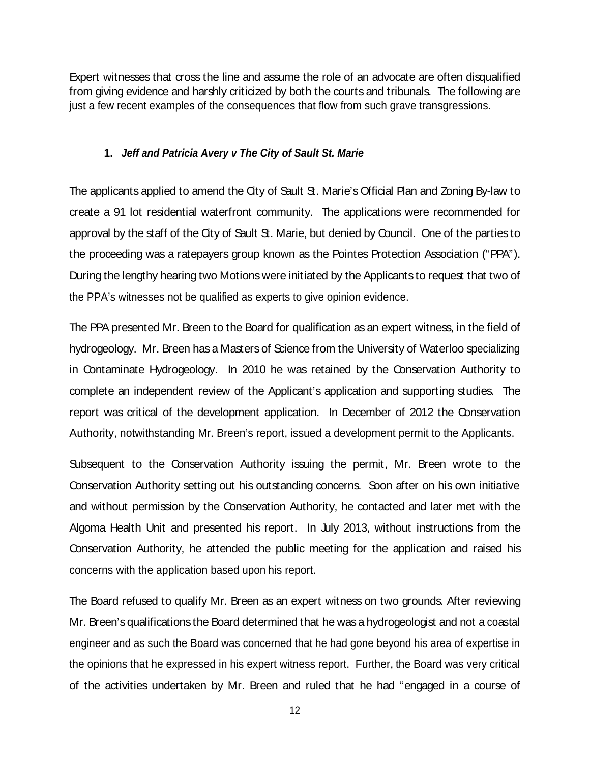Expert witnesses that cross the line and assume the role of an advocate are often disqualified from giving evidence and harshly criticized by both the courts and tribunals. The following are just a few recent examples of the consequences that flow from such grave transgressions.

### 1. *Jeff and Patricia Avery v The City of Sault St. Marie*

The applicants applied to amend the City of Sault St. Marie's Official Plan and Zoning By-law to create a 91 lot residential waterfront community. The applications were recommended for approval by the staff of the City of Sault St. Marie, but denied by Council. One of the parties to the proceeding was a ratepayers group known as the Pointes Protection Association ("PPA"). During the lengthy hearing two Motions were initiated by the Applicants to request that two of the PPA's witnesses not be qualified as experts to give opinion evidence.

The PPA presented Mr. Breen to the Board for qualification as an expert witness, in the field of hydrogeology. Mr. Breen has a Masters of Science from the University of Waterloo specializing in Contaminate Hydrogeology. In 2010 he was retained by the Conservation Authority to complete an independent review of the Applicant's application and supporting studies. The report was critical of the development application. In December of 2012 the Conservation Authority, notwithstanding Mr. Breen's report, issued a development permit to the Applicants.

Subsequent to the Conservation Authority issuing the permit, Mr. Breen wrote to the Conservation Authority setting out his outstanding concerns. Soon after on his own initiative and without permission by the Conservation Authority, he contacted and later met with the Algoma Health Unit and presented his report. In July 2013, without instructions from the Conservation Authority, he attended the public meeting for the application and raised his concerns with the application based upon his report.

The Board refused to qualify Mr. Breen as an expert witness on two grounds. After reviewing Mr. Breen's qualifications the Board determined that he was a hydrogeologist and not a coastal engineer and as such the Board was concerned that he had gone beyond his area of expertise in the opinions that he expressed in his expert witness report. Further, the Board was very critical of the activities undertaken by Mr. Breen and ruled that he had "engaged in a course of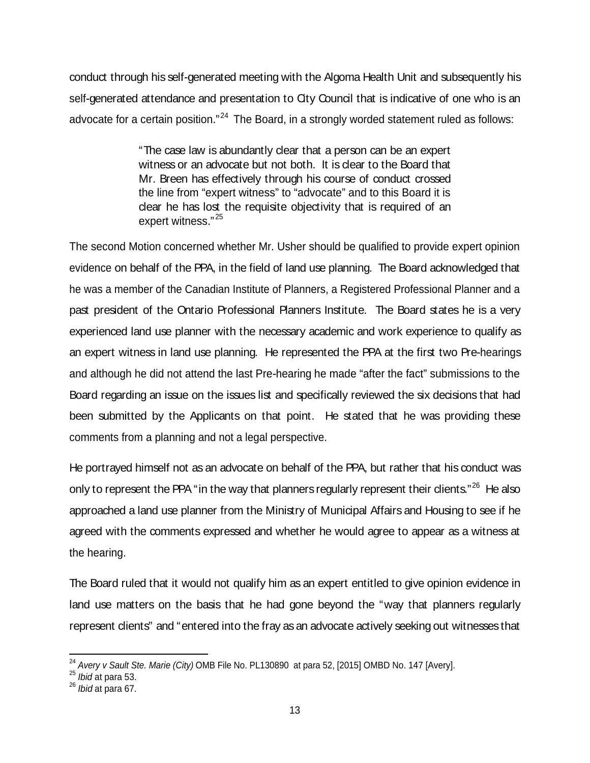conduct through his self-generated meeting with the Algoma Health Unit and subsequently his self-generated attendance and presentation to City Council that is indicative of one who is an advocate for a certain position."[24] The Board, in a strongly worded statement ruled as follows:

> "The case law is abundantly clear that a person can be an expert witness or an advocate but not both. It is clear to the Board that Mr. Breen has effectively through his course of conduct crossed the line from "expert witness" to "advocate" and to this Board it is clear he has lost the requisite objectivity that is required of an expert witness."[25]

The second Motion concerned whether Mr. Usher should be qualified to provide expert opinion evidence on behalf of the PPA, in the field of land use planning. The Board acknowledged that he was a member of the Canadian Institute of Planners, a Registered Professional Planner and a past president of the Ontario Professional Planners Institute. The Board states he is a very experienced land use planner with the necessary academic and work experience to qualify as an expert witness in land use planning. He represented the PPA at the first two Pre-hearings and although he did not attend the last Pre-hearing he made "after the fact" submissions to the Board regarding an issue on the issues list and specifically reviewed the six decisions that had been submitted by the Applicants on that point. He stated that he was providing these comments from a planning and not a legal perspective.

He portrayed himself not as an advocate on behalf of the PPA, but rather that his conduct was only to represent the PPA "in the way that planners regularly represent their clients."[26] He also approached a land use planner from the Ministry of Municipal Affairs and Housing to see if he agreed with the comments expressed and whether he would agree to appear as a witness at the hearing.

The Board ruled that it would not qualify him as an expert entitled to give opinion evidence in land use matters on the basis that he had gone beyond the "way that planners regularly represent clients" and "entered into the fray as an advocate actively seeking out witnesses that

---

[24] *Avery v Sault Ste. Marie (City)* OMB File No. PL130890 at para 52, [2015] OMBD No. 147 [Avery].

[25] *Ibid* at para 53.

[26] *Ibid* at para 67.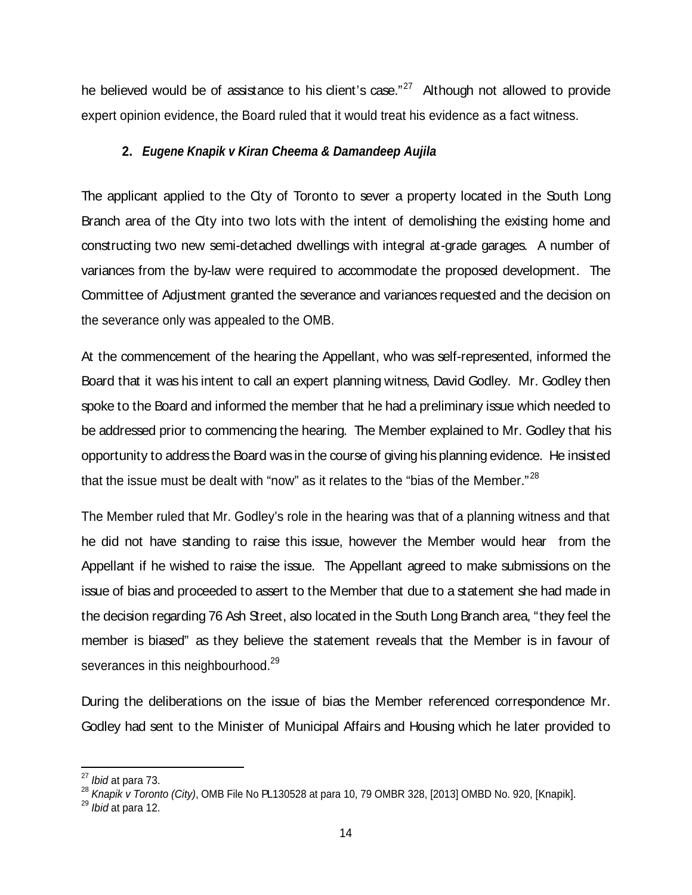he believed would be of assistance to his client's case."[27] Although not allowed to provide expert opinion evidence, the Board ruled that it would treat his evidence as a fact witness.

### 2. *Eugene Knapik v Kiran Cheema & Damandeep Aujila*

The applicant applied to the City of Toronto to sever a property located in the South Long Branch area of the City into two lots with the intent of demolishing the existing home and constructing two new semi-detached dwellings with integral at-grade garages. A number of variances from the by-law were required to accommodate the proposed development. The Committee of Adjustment granted the severance and variances requested and the decision on the severance only was appealed to the OMB.

At the commencement of the hearing the Appellant, who was self-represented, informed the Board that it was his intent to call an expert planning witness, David Godley. Mr. Godley then spoke to the Board and informed the member that he had a preliminary issue which needed to be addressed prior to commencing the hearing. The Member explained to Mr. Godley that his opportunity to address the Board was in the course of giving his planning evidence. He insisted that the issue must be dealt with "now" as it relates to the "bias of the Member."[28]

The Member ruled that Mr. Godley's role in the hearing was that of a planning witness and that he did not have standing to raise this issue, however the Member would hear from the Appellant if he wished to raise the issue. The Appellant agreed to make submissions on the issue of bias and proceeded to assert to the Member that due to a statement she had made in the decision regarding 76 Ash Street, also located in the South Long Branch area, "they feel the member is biased" as they believe the statement reveals that the Member is in favour of severances in this neighbourhood.[29]

During the deliberations on the issue of bias the Member referenced correspondence Mr. Godley had sent to the Minister of Municipal Affairs and Housing which he later provided to

---

[27] *Ibid* at para 73.

[28] *Knapik v Toronto (City)*, OMB File No PL130528 at para 10, 79 OMBR 328, [2013] OMBD No. 920, [Knapik].

[29] *Ibid* at para 12.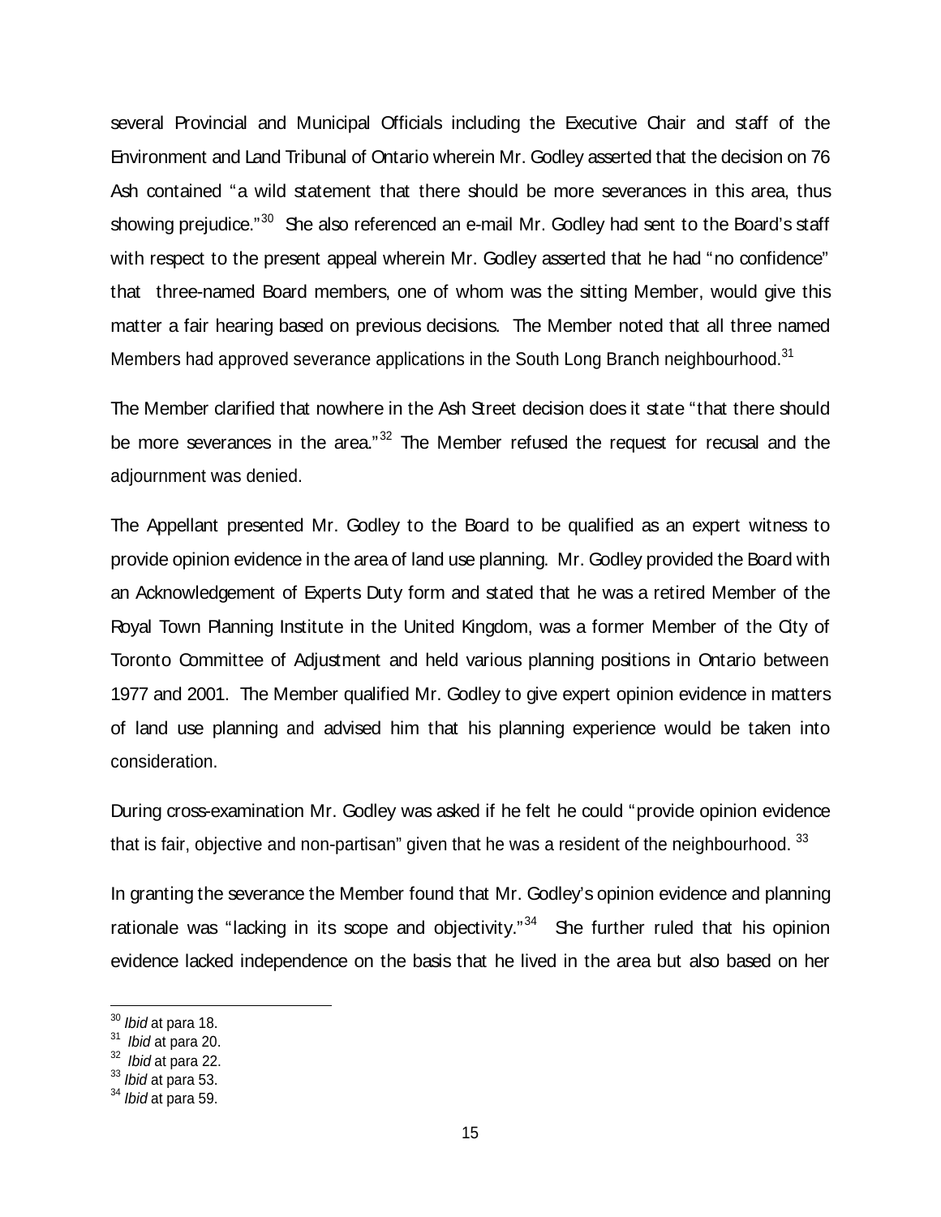several Provincial and Municipal Officials including the Executive Chair and staff of the Environment and Land Tribunal of Ontario wherein Mr. Godley asserted that the decision on 76 Ash contained "a wild statement that there should be more severances in this area, thus showing prejudice."[30] She also referenced an e-mail Mr. Godley had sent to the Board's staff with respect to the present appeal wherein Mr. Godley asserted that he had "no confidence" that three-named Board members, one of whom was the sitting Member, would give this matter a fair hearing based on previous decisions. The Member noted that all three named Members had approved severance applications in the South Long Branch neighbourhood.[31]

The Member clarified that nowhere in the Ash Street decision does it state "that there should be more severances in the area."[32] The Member refused the request for recusal and the adjournment was denied.

The Appellant presented Mr. Godley to the Board to be qualified as an expert witness to provide opinion evidence in the area of land use planning. Mr. Godley provided the Board with an Acknowledgement of Experts Duty form and stated that he was a retired Member of the Royal Town Planning Institute in the United Kingdom, was a former Member of the City of Toronto Committee of Adjustment and held various planning positions in Ontario between 1977 and 2001. The Member qualified Mr. Godley to give expert opinion evidence in matters of land use planning and advised him that his planning experience would be taken into consideration.

During cross-examination Mr. Godley was asked if he felt he could "provide opinion evidence that is fair, objective and non-partisan" given that he was a resident of the neighbourhood.[33]

In granting the severance the Member found that Mr. Godley's opinion evidence and planning rationale was "lacking in its scope and objectivity."[34] She further ruled that his opinion evidence lacked independence on the basis that he lived in the area but also based on her

---

[30] *Ibid* at para 18.
[31] *Ibid* at para 20.
[32] *Ibid* at para 22.
[33] *Ibid* at para 53.
[34] *Ibid* at para 59.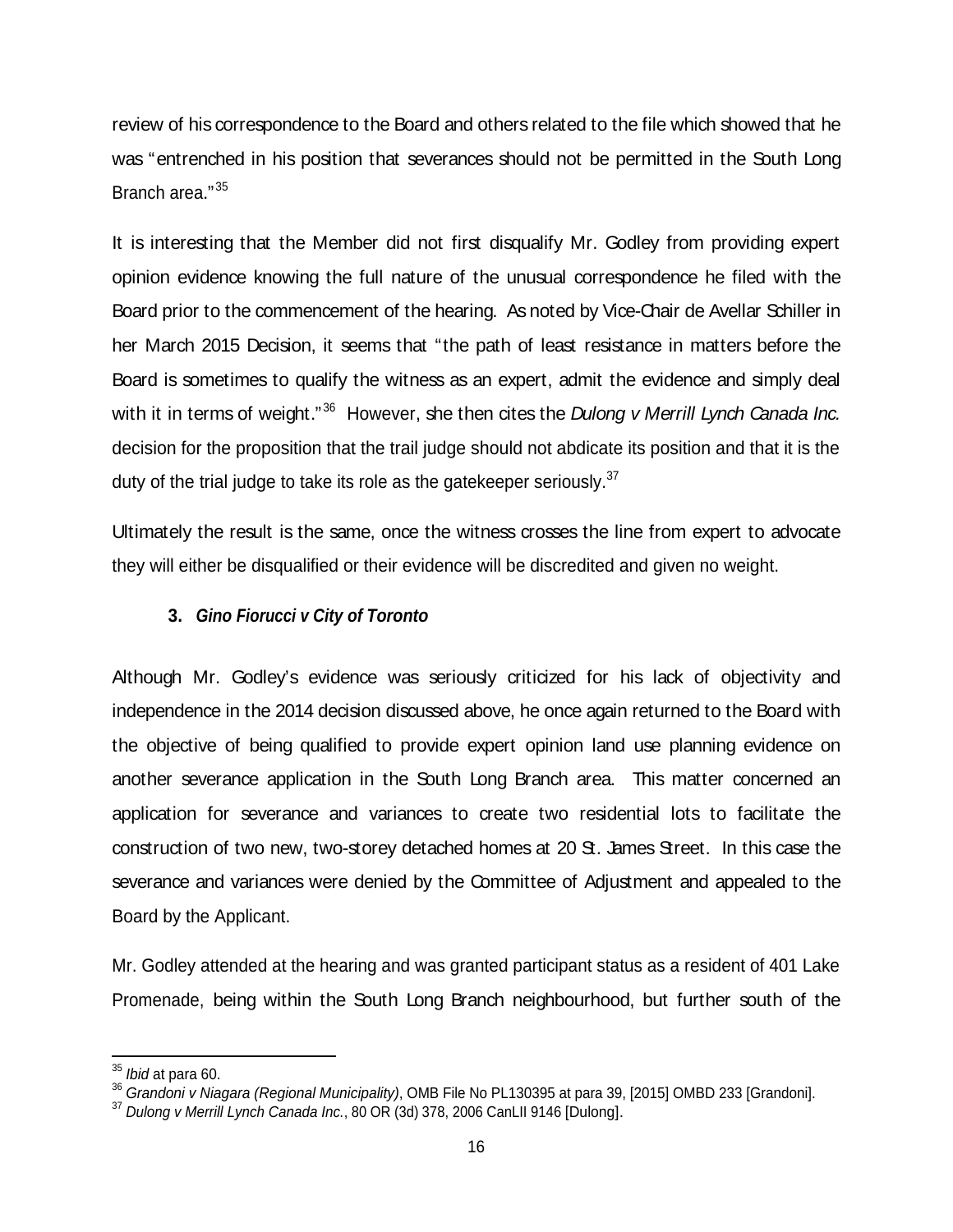review of his correspondence to the Board and others related to the file which showed that he was "entrenched in his position that severances should not be permitted in the South Long Branch area."[35]

It is interesting that the Member did not first disqualify Mr. Godley from providing expert opinion evidence knowing the full nature of the unusual correspondence he filed with the Board prior to the commencement of the hearing. As noted by Vice-Chair de Avellar Schiller in her March 2015 Decision, it seems that "the path of least resistance in matters before the Board is sometimes to qualify the witness as an expert, admit the evidence and simply deal with it in terms of weight."[36] However, she then cites the *Dulong v Merrill Lynch Canada Inc.* decision for the proposition that the trail judge should not abdicate its position and that it is the duty of the trial judge to take its role as the gatekeeper seriously.[37]

Ultimately the result is the same, once the witness crosses the line from expert to advocate they will either be disqualified or their evidence will be discredited and given no weight.

### 3. *Gino Fiorucci v City of Toronto*

Although Mr. Godley's evidence was seriously criticized for his lack of objectivity and independence in the 2014 decision discussed above, he once again returned to the Board with the objective of being qualified to provide expert opinion land use planning evidence on another severance application in the South Long Branch area. This matter concerned an application for severance and variances to create two residential lots to facilitate the construction of two new, two-storey detached homes at 20 St. James Street. In this case the severance and variances were denied by the Committee of Adjustment and appealed to the Board by the Applicant.

Mr. Godley attended at the hearing and was granted participant status as a resident of 401 Lake Promenade, being within the South Long Branch neighbourhood, but further south of the

---

[35] *Ibid* at para 60.

[36] *Grandoni v Niagara (Regional Municipality)*, OMB File No PL130395 at para 39, [2015] OMBD 233 [Grandoni].

[37] *Dulong v Merrill Lynch Canada Inc.*, 80 OR (3d) 378, 2006 CanLII 9146 [Dulong].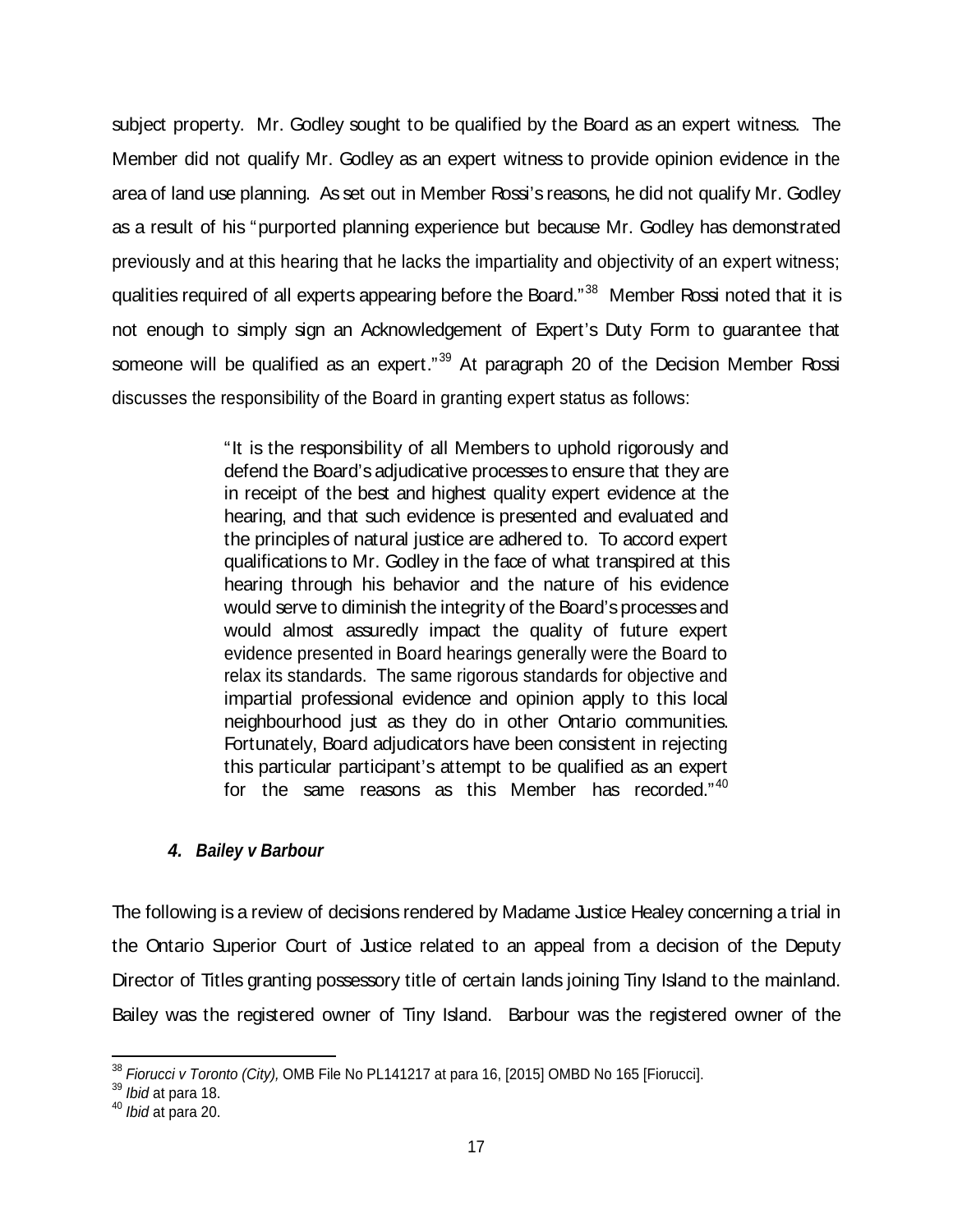subject property. Mr. Godley sought to be qualified by the Board as an expert witness. The Member did not qualify Mr. Godley as an expert witness to provide opinion evidence in the area of land use planning. As set out in Member Rossi's reasons, he did not qualify Mr. Godley as a result of his "purported planning experience but because Mr. Godley has demonstrated previously and at this hearing that he lacks the impartiality and objectivity of an expert witness; qualities required of all experts appearing before the Board."[38] Member Rossi noted that it is not enough to simply sign an Acknowledgement of Expert's Duty Form to guarantee that someone will be qualified as an expert."[39] At paragraph 20 of the Decision Member Rossi discusses the responsibility of the Board in granting expert status as follows:

> "It is the responsibility of all Members to uphold rigorously and defend the Board's adjudicative processes to ensure that they are in receipt of the best and highest quality expert evidence at the hearing, and that such evidence is presented and evaluated and the principles of natural justice are adhered to. To accord expert qualifications to Mr. Godley in the face of what transpired at this hearing through his behavior and the nature of his evidence would serve to diminish the integrity of the Board's processes and would almost assuredly impact the quality of future expert evidence presented in Board hearings generally were the Board to relax its standards. The same rigorous standards for objective and impartial professional evidence and opinion apply to this local neighbourhood just as they do in other Ontario communities. Fortunately, Board adjudicators have been consistent in rejecting this particular participant's attempt to be qualified as an expert for the same reasons as this Member has recorded."[40]

### *4. Bailey v Barbour*

The following is a review of decisions rendered by Madame Justice Healey concerning a trial in the Ontario Superior Court of Justice related to an appeal from a decision of the Deputy Director of Titles granting possessory title of certain lands joining Tiny Island to the mainland. Bailey was the registered owner of Tiny Island. Barbour was the registered owner of the

---

[38] *Fiorucci v Toronto (City),* OMB File No PL141217 at para 16, [2015] OMBD No 165 [Fiorucci].

[39] *Ibid* at para 18.

[40] *Ibid* at para 20.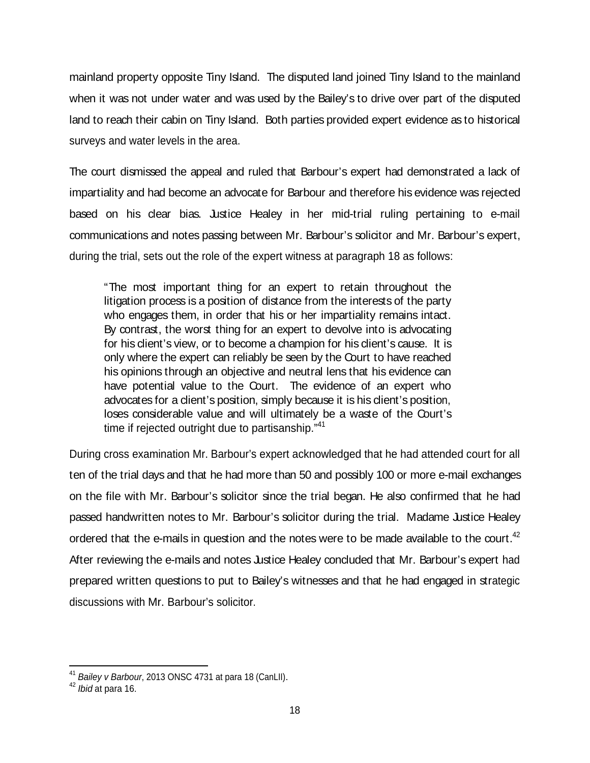mainland property opposite Tiny Island. The disputed land joined Tiny Island to the mainland when it was not under water and was used by the Bailey's to drive over part of the disputed land to reach their cabin on Tiny Island. Both parties provided expert evidence as to historical surveys and water levels in the area.

The court dismissed the appeal and ruled that Barbour's expert had demonstrated a lack of impartiality and had become an advocate for Barbour and therefore his evidence was rejected based on his clear bias. Justice Healey in her mid-trial ruling pertaining to e-mail communications and notes passing between Mr. Barbour's solicitor and Mr. Barbour's expert, during the trial, sets out the role of the expert witness at paragraph 18 as follows:

> "The most important thing for an expert to retain throughout the litigation process is a position of distance from the interests of the party who engages them, in order that his or her impartiality remains intact. By contrast, the worst thing for an expert to devolve into is advocating for his client's view, or to become a champion for his client's cause. It is only where the expert can reliably be seen by the Court to have reached his opinions through an objective and neutral lens that his evidence can have potential value to the Court. The evidence of an expert who advocates for a client's position, simply because it is his client's position, loses considerable value and will ultimately be a waste of the Court's time if rejected outright due to partisanship."[41]

During cross examination Mr. Barbour's expert acknowledged that he had attended court for all ten of the trial days and that he had more than 50 and possibly 100 or more e-mail exchanges on the file with Mr. Barbour's solicitor since the trial began. He also confirmed that he had passed handwritten notes to Mr. Barbour's solicitor during the trial. Madame Justice Healey ordered that the e-mails in question and the notes were to be made available to the court.[42] After reviewing the e-mails and notes Justice Healey concluded that Mr. Barbour's expert had prepared written questions to put to Bailey's witnesses and that he had engaged in strategic discussions with Mr. Barbour's solicitor.

---

[41] *Bailey v Barbour*, 2013 ONSC 4731 at para 18 (CanLII).

[42] *Ibid* at para 16.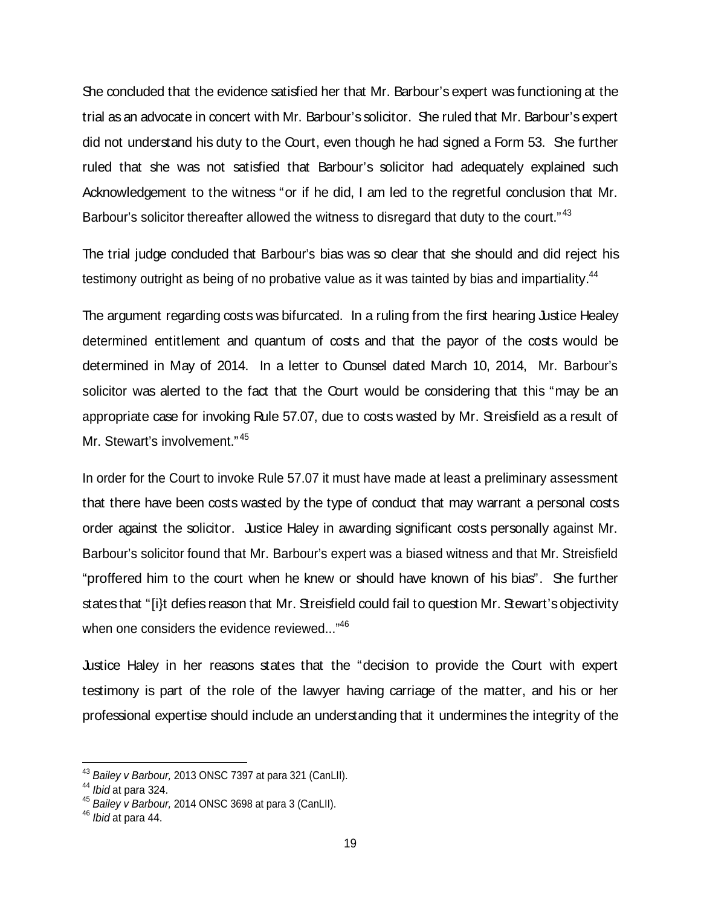She concluded that the evidence satisfied her that Mr. Barbour's expert was functioning at the trial as an advocate in concert with Mr. Barbour's solicitor. She ruled that Mr. Barbour's expert did not understand his duty to the Court, even though he had signed a Form 53. She further ruled that she was not satisfied that Barbour's solicitor had adequately explained such Acknowledgement to the witness "or if he did, I am led to the regretful conclusion that Mr. Barbour's solicitor thereafter allowed the witness to disregard that duty to the court."[43]

The trial judge concluded that Barbour's bias was so clear that she should and did reject his testimony outright as being of no probative value as it was tainted by bias and impartiality.[44]

The argument regarding costs was bifurcated. In a ruling from the first hearing Justice Healey determined entitlement and quantum of costs and that the payor of the costs would be determined in May of 2014. In a letter to Counsel dated March 10, 2014, Mr. Barbour's solicitor was alerted to the fact that the Court would be considering that this "may be an appropriate case for invoking Rule 57.07, due to costs wasted by Mr. Streisfield as a result of Mr. Stewart's involvement."[45]

In order for the Court to invoke Rule 57.07 it must have made at least a preliminary assessment that there have been costs wasted by the type of conduct that may warrant a personal costs order against the solicitor. Justice Haley in awarding significant costs personally against Mr. Barbour's solicitor found that Mr. Barbour's expert was a biased witness and that Mr. Streisfield "proffered him to the court when he knew or should have known of his bias". She further states that "[i}t defies reason that Mr. Streisfield could fail to question Mr. Stewart's objectivity when one considers the evidence reviewed..."[46]

Justice Haley in her reasons states that the "decision to provide the Court with expert testimony is part of the role of the lawyer having carriage of the matter, and his or her professional expertise should include an understanding that it undermines the integrity of the

---

[43] *Bailey v Barbour,* 2013 ONSC 7397 at para 321 (CanLII).

[44] *Ibid* at para 324.

[45] *Bailey v Barbour,* 2014 ONSC 3698 at para 3 (CanLII).

[46] *Ibid* at para 44.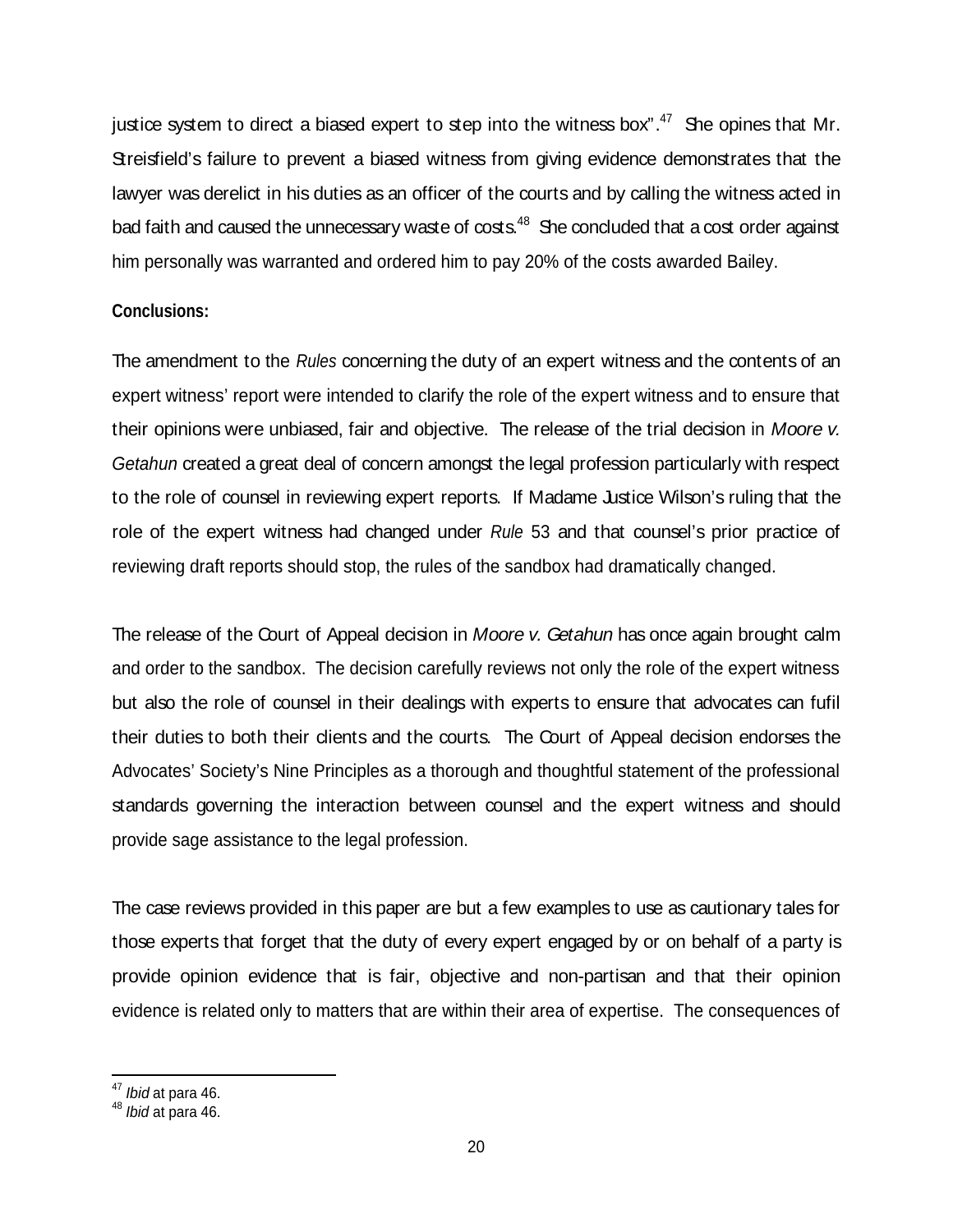justice system to direct a biased expert to step into the witness box".[47] She opines that Mr. Streisfield's failure to prevent a biased witness from giving evidence demonstrates that the lawyer was derelict in his duties as an officer of the courts and by calling the witness acted in bad faith and caused the unnecessary waste of costs.[48] She concluded that a cost order against him personally was warranted and ordered him to pay 20% of the costs awarded Bailey.

**Conclusions:**

The amendment to the *Rules* concerning the duty of an expert witness and the contents of an expert witness' report were intended to clarify the role of the expert witness and to ensure that their opinions were unbiased, fair and objective. The release of the trial decision in *Moore v. Getahun* created a great deal of concern amongst the legal profession particularly with respect to the role of counsel in reviewing expert reports. If Madame Justice Wilson's ruling that the role of the expert witness had changed under *Rule* 53 and that counsel's prior practice of reviewing draft reports should stop, the rules of the sandbox had dramatically changed.

The release of the Court of Appeal decision in *Moore v. Getahun* has once again brought calm and order to the sandbox. The decision carefully reviews not only the role of the expert witness but also the role of counsel in their dealings with experts to ensure that advocates can fufil their duties to both their clients and the courts. The Court of Appeal decision endorses the Advocates' Society's Nine Principles as a thorough and thoughtful statement of the professional standards governing the interaction between counsel and the expert witness and should provide sage assistance to the legal profession.

The case reviews provided in this paper are but a few examples to use as cautionary tales for those experts that forget that the duty of every expert engaged by or on behalf of a party is provide opinion evidence that is fair, objective and non-partisan and that their opinion evidence is related only to matters that are within their area of expertise. The consequences of

---

[47] *Ibid* at para 46.
[48] *Ibid* at para 46.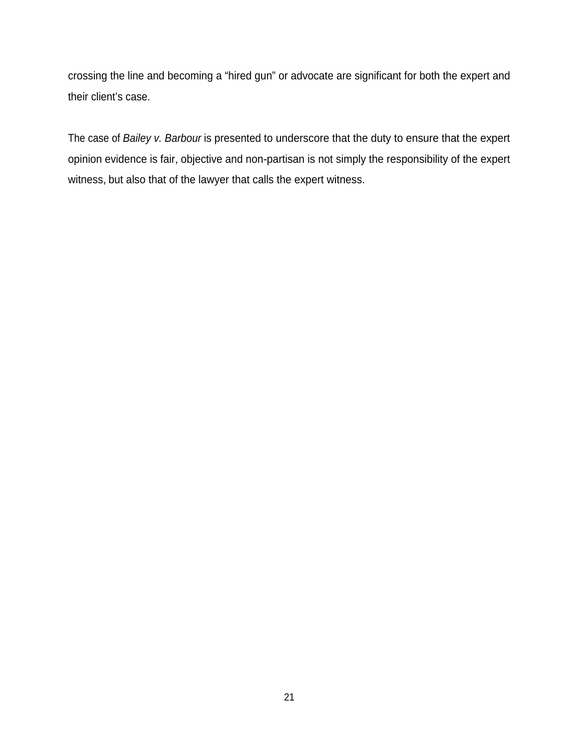crossing the line and becoming a “hired gun” or advocate are significant for both the expert and their client’s case.

The case of *Bailey v. Barbour* is presented to underscore that the duty to ensure that the expert opinion evidence is fair, objective and non-partisan is not simply the responsibility of the expert witness, but also that of the lawyer that calls the expert witness.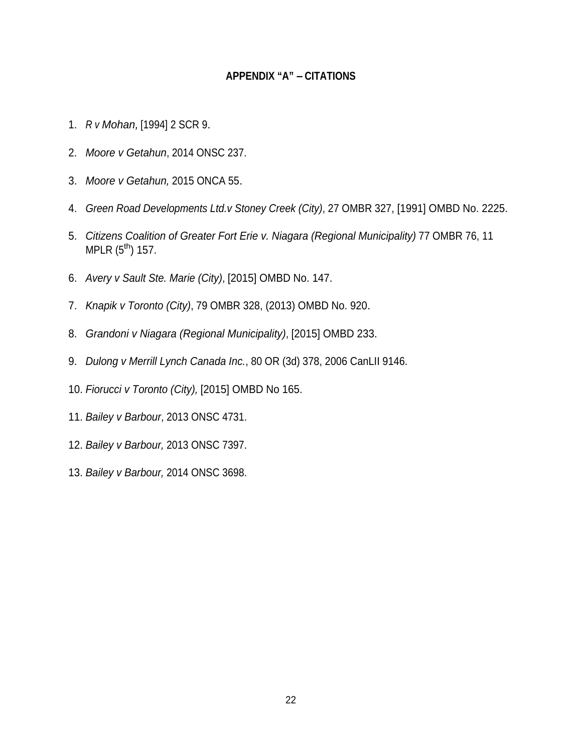## APPENDIX "A" – CITATIONS

1. *R v Mohan,* [1994] 2 SCR 9.
2. *Moore v Getahun*, 2014 ONSC 237.
3. *Moore v Getahun,* 2015 ONCA 55.
4. *Green Road Developments Ltd.v Stoney Creek (City)*, 27 OMBR 327, [1991] OMBD No. 2225.
5. *Citizens Coalition of Greater Fort Erie v. Niagara (Regional Municipality)* 77 OMBR 76, 11 MPLR (5th) 157.
6. *Avery v Sault Ste. Marie (City)*, [2015] OMBD No. 147.
7. *Knapik v Toronto (City)*, 79 OMBR 328, (2013) OMBD No. 920.
8. *Grandoni v Niagara (Regional Municipality)*, [2015] OMBD 233.
9. *Dulong v Merrill Lynch Canada Inc.*, 80 OR (3d) 378, 2006 CanLII 9146.
10. *Fiorucci v Toronto (City),* [2015] OMBD No 165.
11. *Bailey v Barbour*, 2013 ONSC 4731.
12. *Bailey v Barbour,* 2013 ONSC 7397.
13. *Bailey v Barbour,* 2014 ONSC 3698.